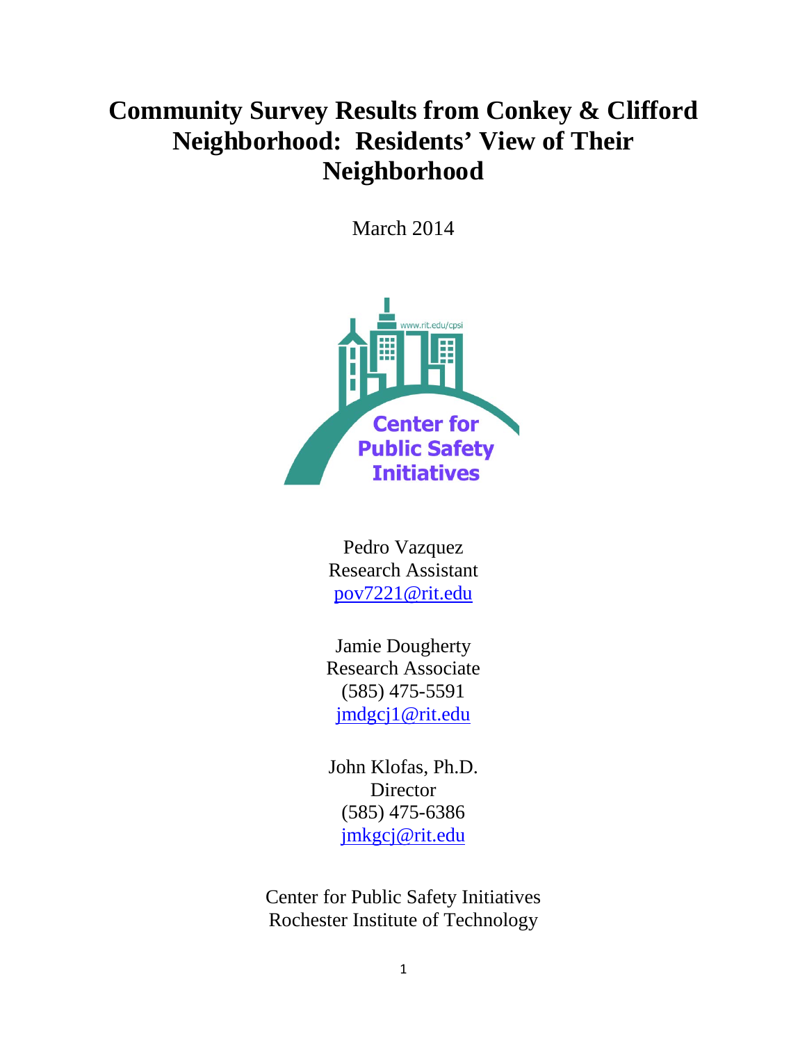# Community Survey Results from Conkey & Clifford Neighborhood: Residents' View of Their Neighborhood

March 2014

Pedro Vazquez
Research Assistant
pov7221@rit.edu

Jamie Dougherty
Research Associate
(585) 475-5591
jmdgcj1@rit.edu

John Klofas, Ph.D.
Director
(585) 475-6386
jmkgcj@rit.edu

Center for Public Safety Initiatives
Rochester Institute of Technology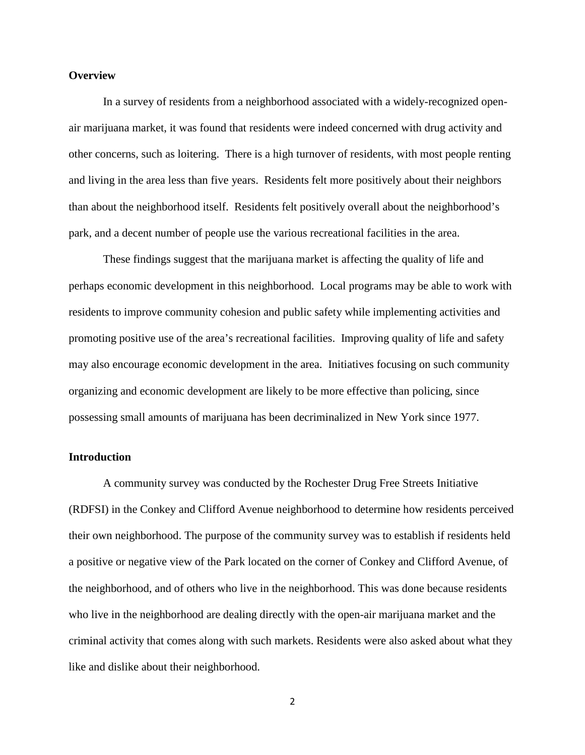## Overview

In a survey of residents from a neighborhood associated with a widely-recognized open-air marijuana market, it was found that residents were indeed concerned with drug activity and other concerns, such as loitering. There is a high turnover of residents, with most people renting and living in the area less than five years. Residents felt more positively about their neighbors than about the neighborhood itself. Residents felt positively overall about the neighborhood's park, and a decent number of people use the various recreational facilities in the area.

These findings suggest that the marijuana market is affecting the quality of life and perhaps economic development in this neighborhood. Local programs may be able to work with residents to improve community cohesion and public safety while implementing activities and promoting positive use of the area's recreational facilities. Improving quality of life and safety may also encourage economic development in the area. Initiatives focusing on such community organizing and economic development are likely to be more effective than policing, since possessing small amounts of marijuana has been decriminalized in New York since 1977.

## Introduction

A community survey was conducted by the Rochester Drug Free Streets Initiative (RDFSI) in the Conkey and Clifford Avenue neighborhood to determine how residents perceived their own neighborhood. The purpose of the community survey was to establish if residents held a positive or negative view of the Park located on the corner of Conkey and Clifford Avenue, of the neighborhood, and of others who live in the neighborhood. This was done because residents who live in the neighborhood are dealing directly with the open-air marijuana market and the criminal activity that comes along with such markets. Residents were also asked about what they like and dislike about their neighborhood.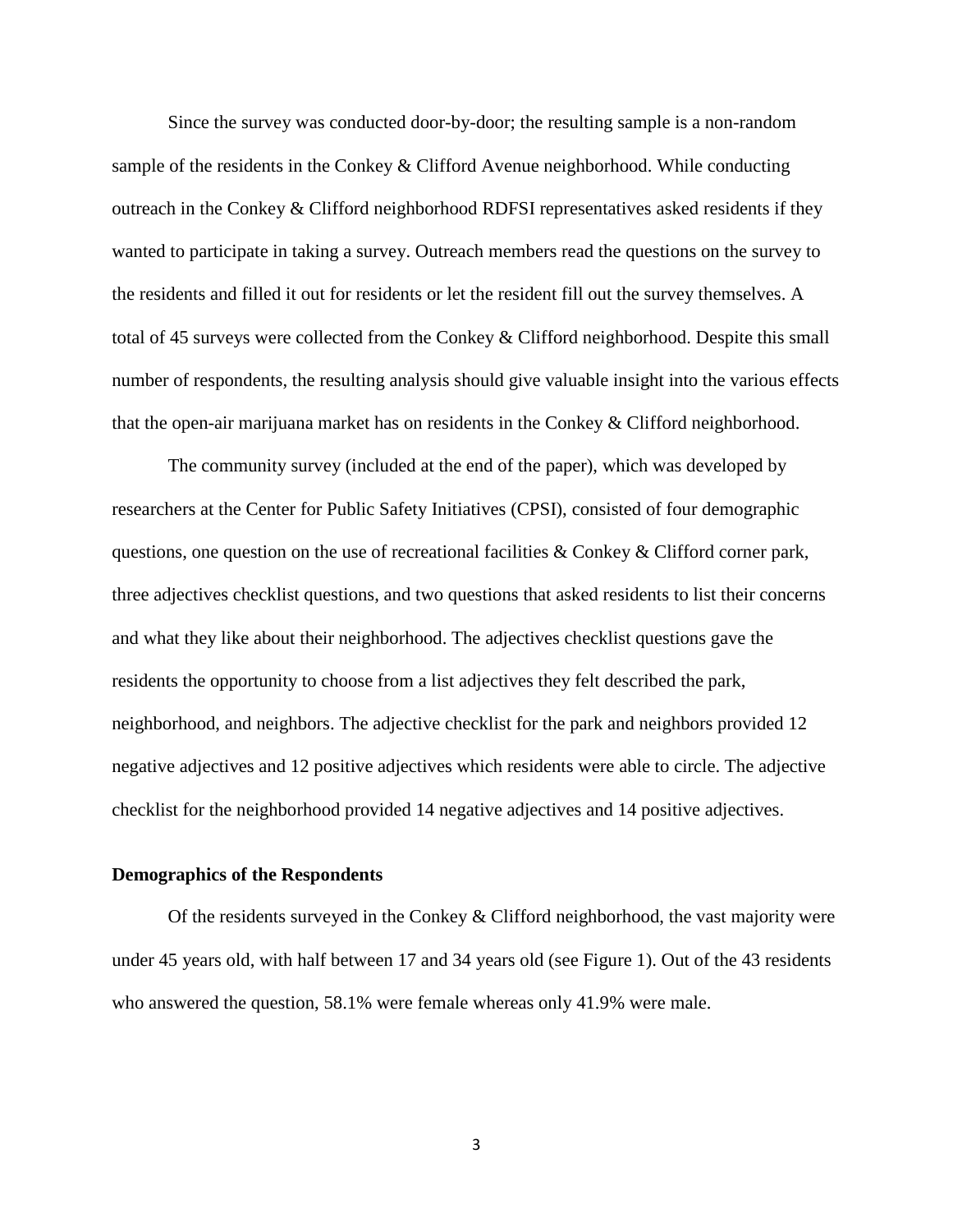Since the survey was conducted door-by-door; the resulting sample is a non-random sample of the residents in the Conkey & Clifford Avenue neighborhood. While conducting outreach in the Conkey & Clifford neighborhood RDFSI representatives asked residents if they wanted to participate in taking a survey. Outreach members read the questions on the survey to the residents and filled it out for residents or let the resident fill out the survey themselves. A total of 45 surveys were collected from the Conkey & Clifford neighborhood. Despite this small number of respondents, the resulting analysis should give valuable insight into the various effects that the open-air marijuana market has on residents in the Conkey & Clifford neighborhood.

The community survey (included at the end of the paper), which was developed by researchers at the Center for Public Safety Initiatives (CPSI), consisted of four demographic questions, one question on the use of recreational facilities & Conkey & Clifford corner park, three adjectives checklist questions, and two questions that asked residents to list their concerns and what they like about their neighborhood. The adjectives checklist questions gave the residents the opportunity to choose from a list adjectives they felt described the park, neighborhood, and neighbors. The adjective checklist for the park and neighbors provided 12 negative adjectives and 12 positive adjectives which residents were able to circle. The adjective checklist for the neighborhood provided 14 negative adjectives and 14 positive adjectives.

**Demographics of the Respondents**

Of the residents surveyed in the Conkey & Clifford neighborhood, the vast majority were under 45 years old, with half between 17 and 34 years old (see Figure 1). Out of the 43 residents who answered the question, 58.1% were female whereas only 41.9% were male.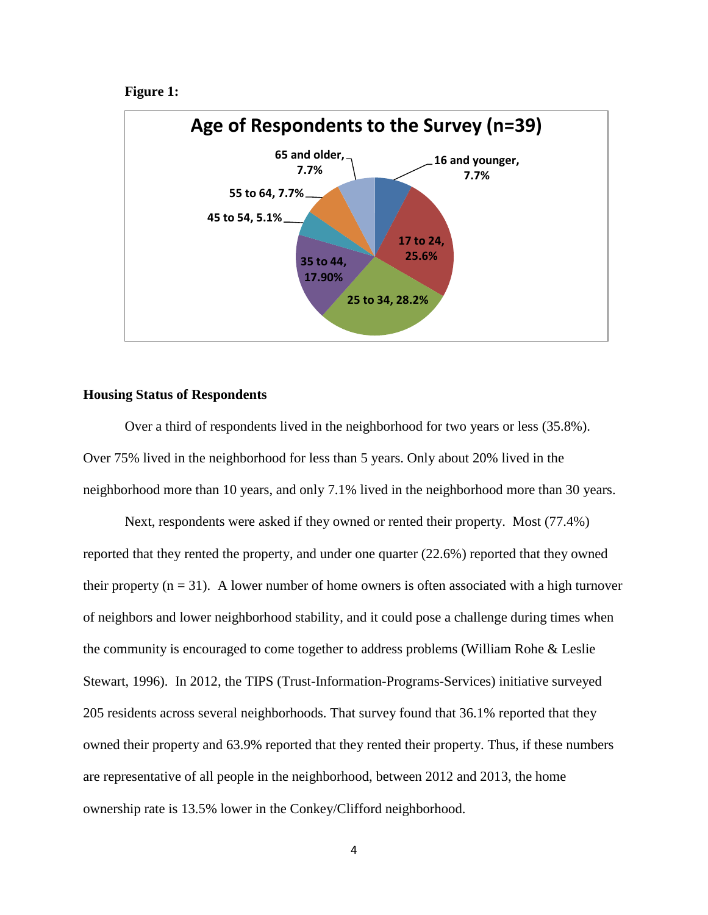**Figure 1:**

**Age of Respondents to the Survey (n=39)**

| Age group | Percent |
|---|---|
| 16 and younger | 7.7% |
| 17 to 24 | 25.6% |
| 25 to 34 | 28.2% |
| 35 to 44 | 17.90% |
| 45 to 54 | 5.1% |
| 55 to 64 | 7.7% |
| 65 and older | 7.7% |

### Housing Status of Respondents

Over a third of respondents lived in the neighborhood for two years or less (35.8%). Over 75% lived in the neighborhood for less than 5 years. Only about 20% lived in the neighborhood more than 10 years, and only 7.1% lived in the neighborhood more than 30 years.

Next, respondents were asked if they owned or rented their property. Most (77.4%) reported that they rented the property, and under one quarter (22.6%) reported that they owned their property (n = 31). A lower number of home owners is often associated with a high turnover of neighbors and lower neighborhood stability, and it could pose a challenge during times when the community is encouraged to come together to address problems (William Rohe & Leslie Stewart, 1996). In 2012, the TIPS (Trust-Information-Programs-Services) initiative surveyed 205 residents across several neighborhoods. That survey found that 36.1% reported that they owned their property and 63.9% reported that they rented their property. Thus, if these numbers are representative of all people in the neighborhood, between 2012 and 2013, the home ownership rate is 13.5% lower in the Conkey/Clifford neighborhood.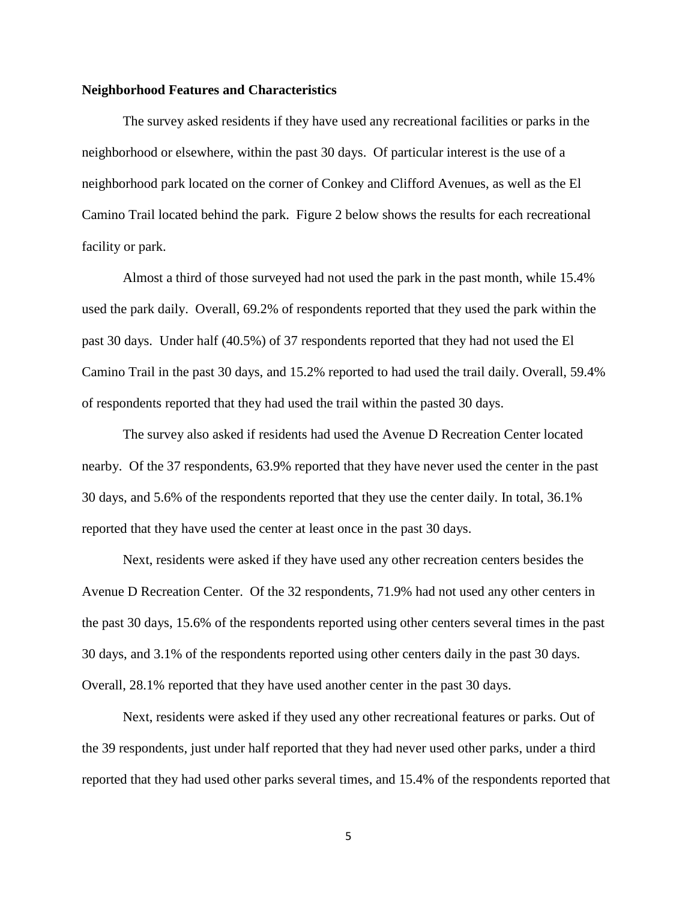**Neighborhood Features and Characteristics**

The survey asked residents if they have used any recreational facilities or parks in the neighborhood or elsewhere, within the past 30 days. Of particular interest is the use of a neighborhood park located on the corner of Conkey and Clifford Avenues, as well as the El Camino Trail located behind the park. Figure 2 below shows the results for each recreational facility or park.

Almost a third of those surveyed had not used the park in the past month, while 15.4% used the park daily. Overall, 69.2% of respondents reported that they used the park within the past 30 days. Under half (40.5%) of 37 respondents reported that they had not used the El Camino Trail in the past 30 days, and 15.2% reported to had used the trail daily. Overall, 59.4% of respondents reported that they had used the trail within the pasted 30 days.

The survey also asked if residents had used the Avenue D Recreation Center located nearby. Of the 37 respondents, 63.9% reported that they have never used the center in the past 30 days, and 5.6% of the respondents reported that they use the center daily. In total, 36.1% reported that they have used the center at least once in the past 30 days.

Next, residents were asked if they have used any other recreation centers besides the Avenue D Recreation Center. Of the 32 respondents, 71.9% had not used any other centers in the past 30 days, 15.6% of the respondents reported using other centers several times in the past 30 days, and 3.1% of the respondents reported using other centers daily in the past 30 days. Overall, 28.1% reported that they have used another center in the past 30 days.

Next, residents were asked if they used any other recreational features or parks. Out of the 39 respondents, just under half reported that they had never used other parks, under a third reported that they had used other parks several times, and 15.4% of the respondents reported that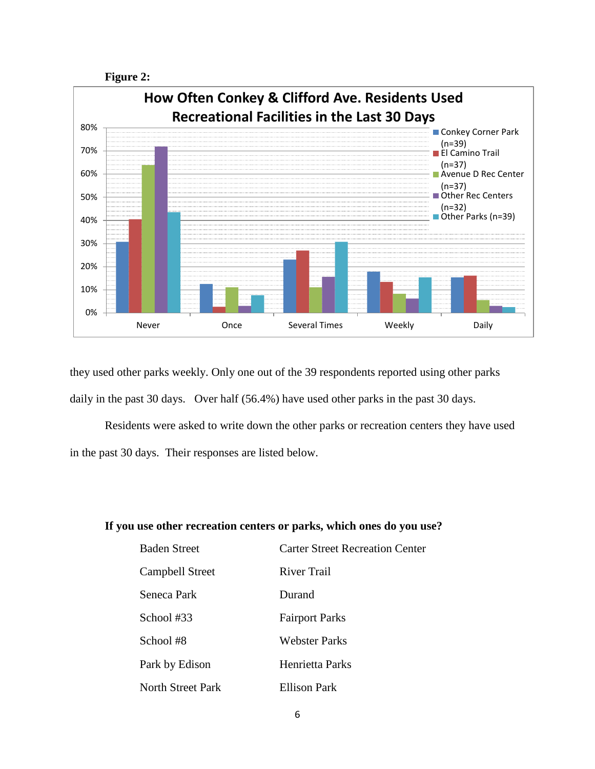**Figure 2:**

they used other parks weekly. Only one out of the 39 respondents reported using other parks daily in the past 30 days.   Over half (56.4%) have used other parks in the past 30 days.

Residents were asked to write down the other parks or recreation centers they have used in the past 30 days.  Their responses are listed below.

**If you use other recreation centers or parks, which ones do you use?**

| | |
|---|---|
| Baden Street | Carter Street Recreation Center |
| Campbell Street | River Trail |
| Seneca Park | Durand |
| School #33 | Fairport Parks |
| School #8 | Webster Parks |
| Park by Edison | Henrietta Parks |
| North Street Park | Ellison Park |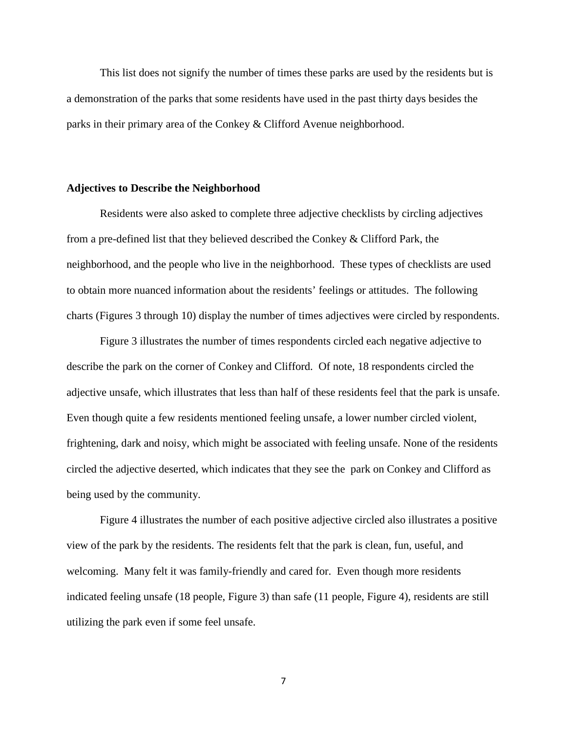This list does not signify the number of times these parks are used by the residents but is a demonstration of the parks that some residents have used in the past thirty days besides the parks in their primary area of the Conkey & Clifford Avenue neighborhood.

### Adjectives to Describe the Neighborhood

Residents were also asked to complete three adjective checklists by circling adjectives from a pre-defined list that they believed described the Conkey & Clifford Park, the neighborhood, and the people who live in the neighborhood. These types of checklists are used to obtain more nuanced information about the residents' feelings or attitudes. The following charts (Figures 3 through 10) display the number of times adjectives were circled by respondents.

Figure 3 illustrates the number of times respondents circled each negative adjective to describe the park on the corner of Conkey and Clifford. Of note, 18 respondents circled the adjective unsafe, which illustrates that less than half of these residents feel that the park is unsafe. Even though quite a few residents mentioned feeling unsafe, a lower number circled violent, frightening, dark and noisy, which might be associated with feeling unsafe. None of the residents circled the adjective deserted, which indicates that they see the park on Conkey and Clifford as being used by the community.

Figure 4 illustrates the number of each positive adjective circled also illustrates a positive view of the park by the residents. The residents felt that the park is clean, fun, useful, and welcoming. Many felt it was family-friendly and cared for. Even though more residents indicated feeling unsafe (18 people, Figure 3) than safe (11 people, Figure 4), residents are still utilizing the park even if some feel unsafe.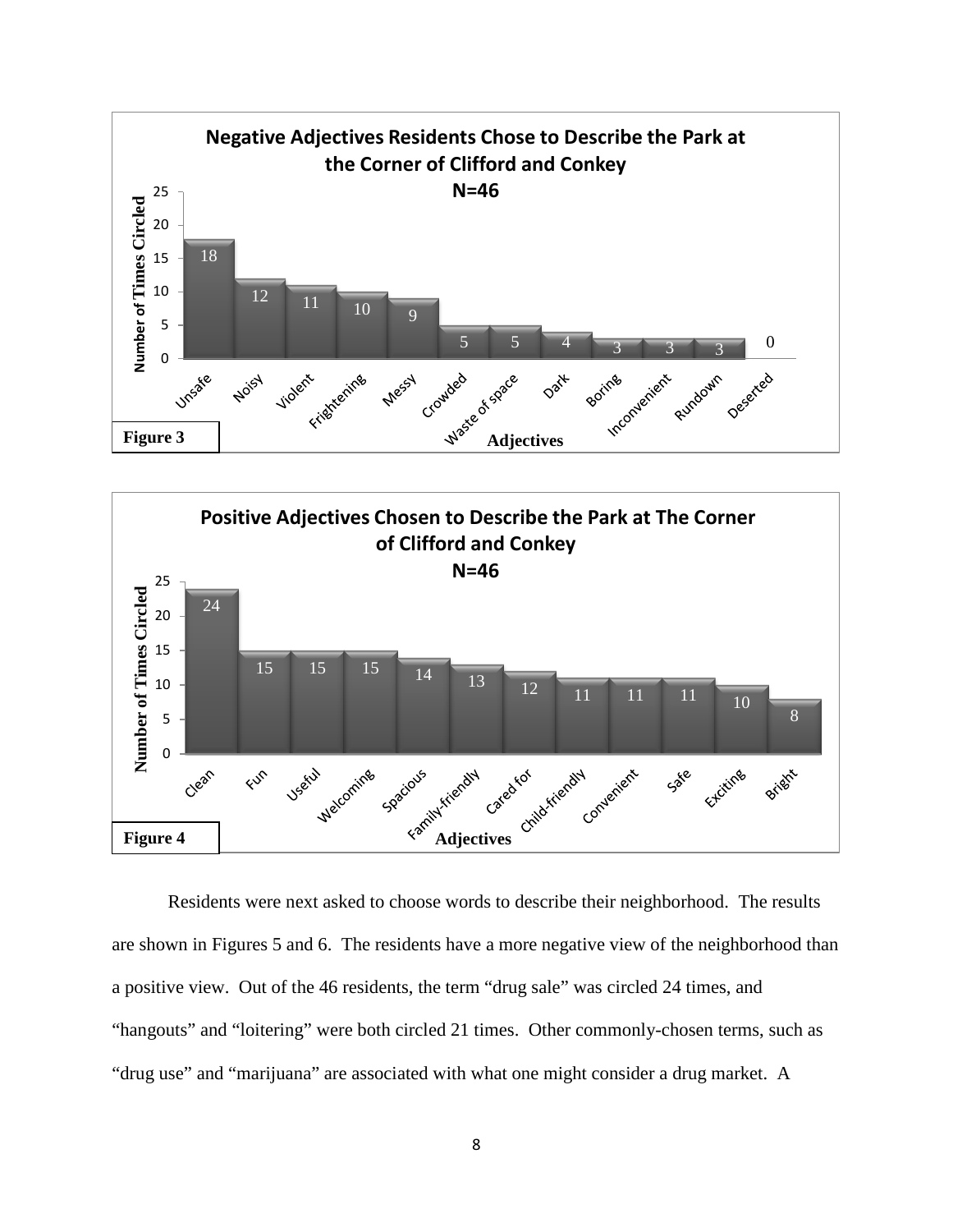**Negative Adjectives Residents Chose to Describe the Park at the Corner of Clifford and Conkey**
**N=46**

| Adjectives | Number of Times Circled |
|---|---|
| Unsafe | 18 |
| Noisy | 12 |
| Violent | 11 |
| Frightening | 10 |
| Messy | 9 |
| Crowded | 5 |
| Waste of space | 5 |
| Dark | 4 |
| Boring | 3 |
| Inconvenient | 3 |
| Rundown | 3 |
| Deserted | 0 |

**Figure 3**

**Positive Adjectives Chosen to Describe the Park at The Corner of Clifford and Conkey**
**N=46**

| Adjectives | Number of Times Circled |
|---|---|
| Clean | 24 |
| Fun | 15 |
| Useful | 15 |
| Welcoming | 15 |
| Spacious | 14 |
| Family-friendly | 13 |
| Cared for | 12 |
| Child-friendly | 11 |
| Convenient | 11 |
| Safe | 11 |
| Exciting | 10 |
| Bright | 8 |

**Figure 4**

Residents were next asked to choose words to describe their neighborhood. The results are shown in Figures 5 and 6. The residents have a more negative view of the neighborhood than a positive view. Out of the 46 residents, the term "drug sale" was circled 24 times, and "hangouts" and "loitering" were both circled 21 times. Other commonly-chosen terms, such as "drug use" and "marijuana" are associated with what one might consider a drug market. A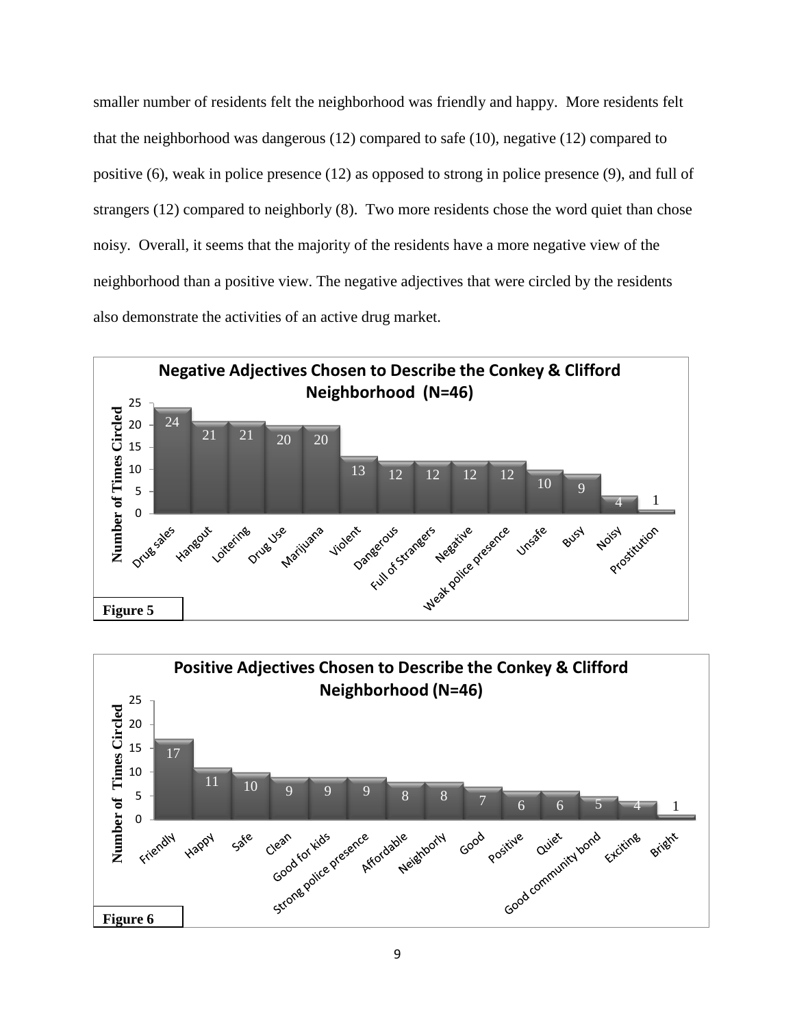smaller number of residents felt the neighborhood was friendly and happy. More residents felt that the neighborhood was dangerous (12) compared to safe (10), negative (12) compared to positive (6), weak in police presence (12) as opposed to strong in police presence (9), and full of strangers (12) compared to neighborly (8). Two more residents chose the word quiet than chose noisy. Overall, it seems that the majority of the residents have a more negative view of the neighborhood than a positive view. The negative adjectives that were circled by the residents also demonstrate the activities of an active drug market.

**Negative Adjectives Chosen to Describe the Conkey & Clifford Neighborhood (N=46)**

| Adjective | Number of Times Circled |
|---|---|
| Drug sales | 24 |
| Hangout | 21 |
| Loitering | 21 |
| Drug Use | 20 |
| Marijuana | 20 |
| Violent | 13 |
| Dangerous | 12 |
| Full of Strangers | 12 |
| Negative | 12 |
| Weak police presence | 12 |
| Unsafe | 10 |
| Busy | 9 |
| Noisy | 4 |
| Prostitution | 1 |

**Figure 5**

**Positive Adjectives Chosen to Describe the Conkey & Clifford Neighborhood (N=46)**

| Adjective | Number of Times Circled |
|---|---|
| Friendly | 17 |
| Happy | 11 |
| Safe | 10 |
| Clean | 9 |
| Good for kids | 9 |
| Strong police presence | 9 |
| Affordable | 8 |
| Neighborly | 8 |
| Good | 7 |
| Positive | 6 |
| Quiet | 6 |
| Good community bond | 5 |
| Exciting | 4 |
| Bright | 1 |

**Figure 6**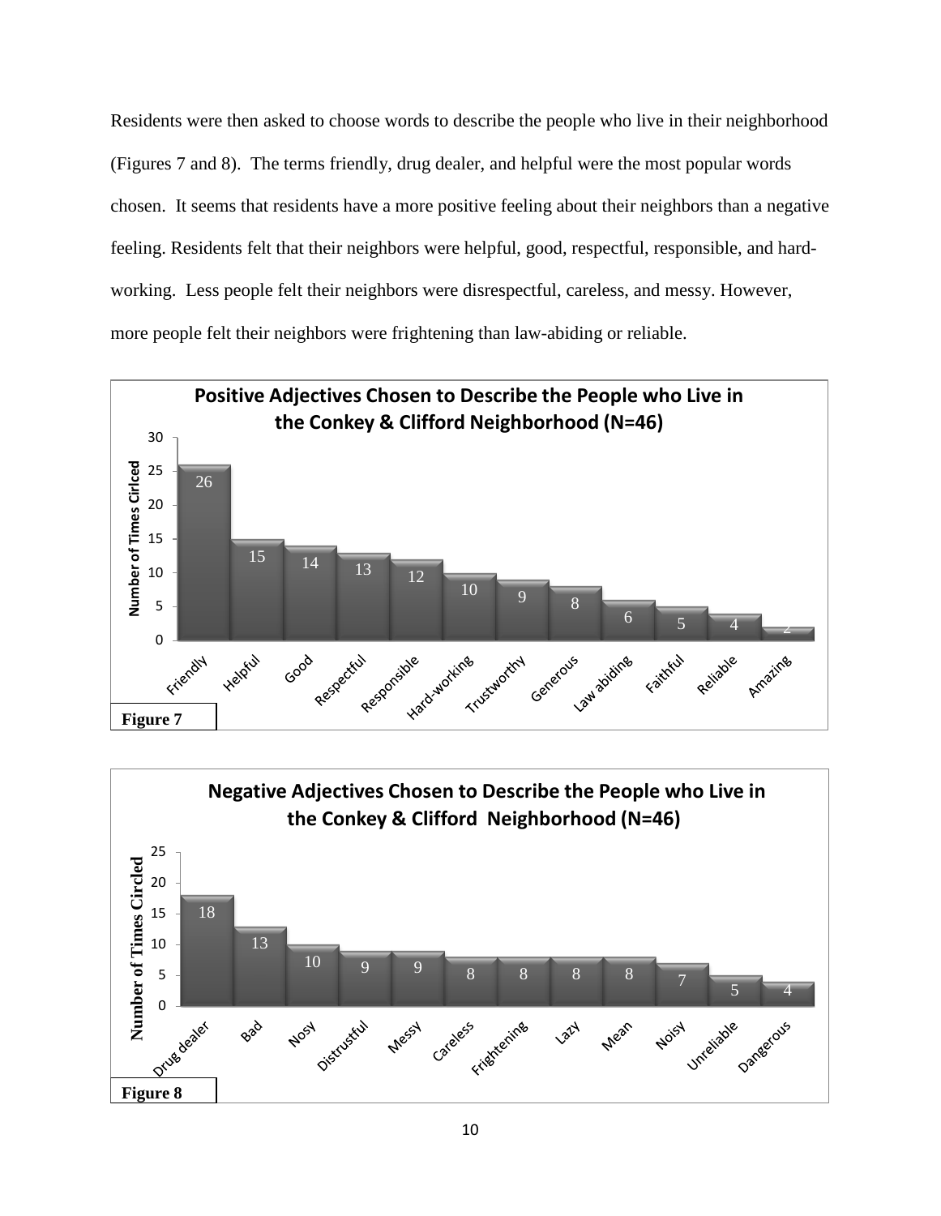Residents were then asked to choose words to describe the people who live in their neighborhood (Figures 7 and 8). The terms friendly, drug dealer, and helpful were the most popular words chosen. It seems that residents have a more positive feeling about their neighbors than a negative feeling. Residents felt that their neighbors were helpful, good, respectful, responsible, and hard-working. Less people felt their neighbors were disrespectful, careless, and messy. However, more people felt their neighbors were frightening than law-abiding or reliable.

**Positive Adjectives Chosen to Describe the People who Live in the Conkey & Clifford Neighborhood (N=46)**

| Adjective | Number of Times Cirlced |
|---|---|
| Friendly | 26 |
| Helpful | 15 |
| Good | 14 |
| Respectful | 13 |
| Responsible | 12 |
| Hard-working | 10 |
| Trustworthy | 9 |
| Generous | 8 |
| Law abiding | 6 |
| Faithful | 5 |
| Reliable | 4 |
| Amazing | 2 |

**Figure 7**

**Negative Adjectives Chosen to Describe the People who Live in the Conkey & Clifford Neighborhood (N=46)**

| Adjective | Number of Times Circled |
|---|---|
| Drug dealer | 18 |
| Bad | 13 |
| Nosy | 10 |
| Distrustful | 9 |
| Messy | 9 |
| Careless | 8 |
| Frightening | 8 |
| Lazy | 8 |
| Mean | 8 |
| Noisy | 7 |
| Unreliable | 5 |
| Dangerous | 4 |

**Figure 8**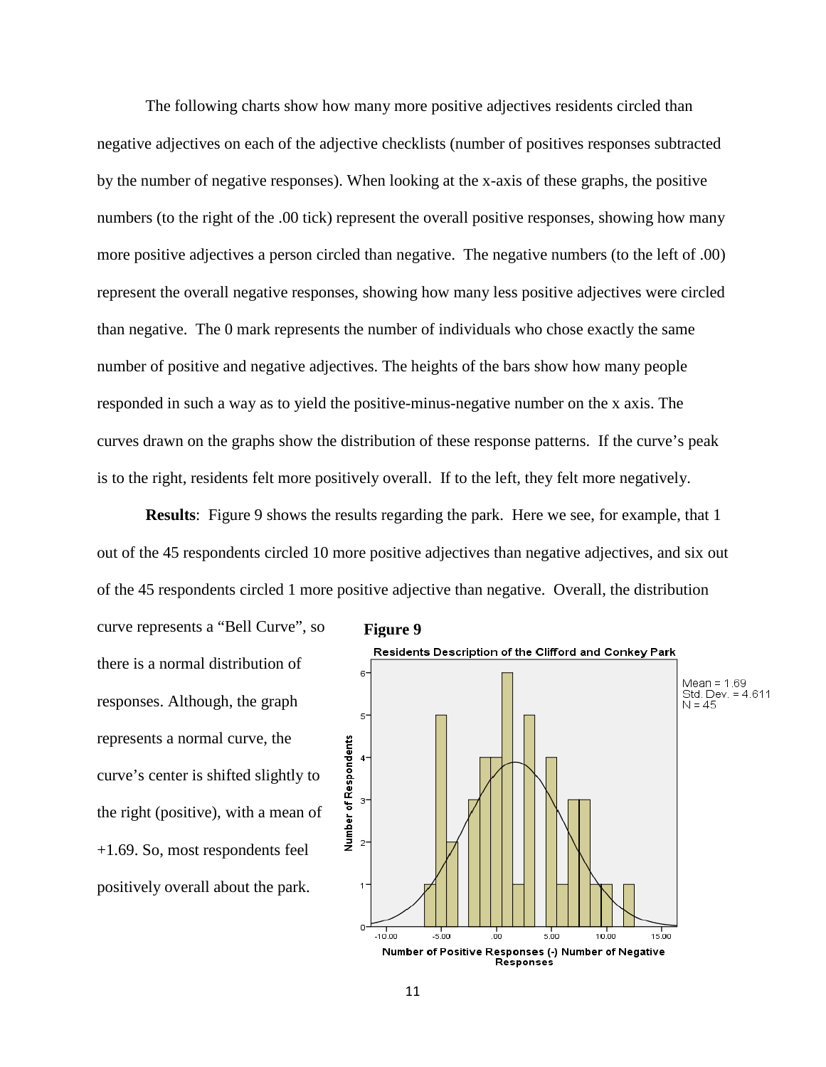The following charts show how many more positive adjectives residents circled than negative adjectives on each of the adjective checklists (number of positives responses subtracted by the number of negative responses). When looking at the x-axis of these graphs, the positive numbers (to the right of the .00 tick) represent the overall positive responses, showing how many more positive adjectives a person circled than negative. The negative numbers (to the left of .00) represent the overall negative responses, showing how many less positive adjectives were circled than negative. The 0 mark represents the number of individuals who chose exactly the same number of positive and negative adjectives. The heights of the bars show how many people responded in such a way as to yield the positive-minus-negative number on the x axis. The curves drawn on the graphs show the distribution of these response patterns. If the curve's peak is to the right, residents felt more positively overall. If to the left, they felt more negatively.

**Results**: Figure 9 shows the results regarding the park. Here we see, for example, that 1 out of the 45 respondents circled 10 more positive adjectives than negative adjectives, and six out of the 45 respondents circled 1 more positive adjective than negative. Overall, the distribution curve represents a "Bell Curve", so there is a normal distribution of responses. Although, the graph represents a normal curve, the curve's center is shifted slightly to the right (positive), with a mean of +1.69. So, most respondents feel positively overall about the park.

**Figure 9**

Residents Description of the Clifford and Conkey Park

Mean = 1.69
Std. Dev. = 4.611
N = 45

Number of Respondents

Number of Positive Responses (-) Number of Negative Responses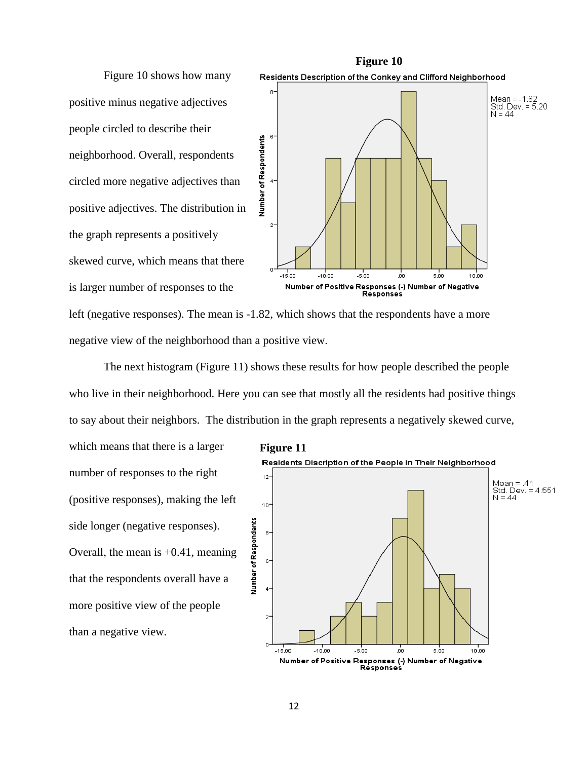Figure 10 shows how many positive minus negative adjectives people circled to describe their neighborhood. Overall, respondents circled more negative adjectives than positive adjectives. The distribution in the graph represents a positively skewed curve, which means that there is larger number of responses to the left (negative responses). The mean is -1.82, which shows that the respondents have a more negative view of the neighborhood than a positive view.

**Figure 10**

Residents Description of the Conkey and Clifford Neighborhood

Mean = -1.82
Std. Dev. = 5.20
N = 44

The next histogram (Figure 11) shows these results for how people described the people who live in their neighborhood. Here you can see that mostly all the residents had positive things to say about their neighbors. The distribution in the graph represents a negatively skewed curve, which means that there is a larger number of responses to the right (positive responses), making the left side longer (negative responses). Overall, the mean is +0.41, meaning that the respondents overall have a more positive view of the people than a negative view.

**Figure 11**

Residents Discription of the People in Their Neighborhood

Mean = .41
Std. Dev. = 4.551
N = 44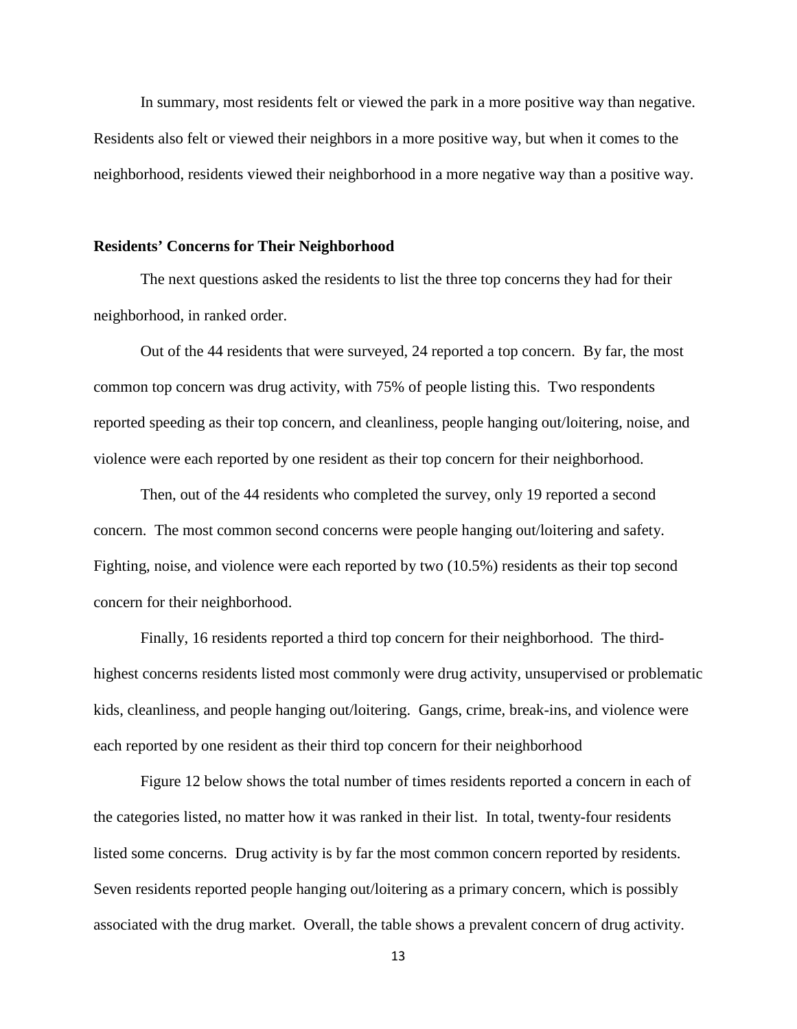In summary, most residents felt or viewed the park in a more positive way than negative. Residents also felt or viewed their neighbors in a more positive way, but when it comes to the neighborhood, residents viewed their neighborhood in a more negative way than a positive way.

### Residents' Concerns for Their Neighborhood

The next questions asked the residents to list the three top concerns they had for their neighborhood, in ranked order.

Out of the 44 residents that were surveyed, 24 reported a top concern. By far, the most common top concern was drug activity, with 75% of people listing this. Two respondents reported speeding as their top concern, and cleanliness, people hanging out/loitering, noise, and violence were each reported by one resident as their top concern for their neighborhood.

Then, out of the 44 residents who completed the survey, only 19 reported a second concern. The most common second concerns were people hanging out/loitering and safety. Fighting, noise, and violence were each reported by two (10.5%) residents as their top second concern for their neighborhood.

Finally, 16 residents reported a third top concern for their neighborhood. The third-highest concerns residents listed most commonly were drug activity, unsupervised or problematic kids, cleanliness, and people hanging out/loitering. Gangs, crime, break-ins, and violence were each reported by one resident as their third top concern for their neighborhood

Figure 12 below shows the total number of times residents reported a concern in each of the categories listed, no matter how it was ranked in their list. In total, twenty-four residents listed some concerns. Drug activity is by far the most common concern reported by residents. Seven residents reported people hanging out/loitering as a primary concern, which is possibly associated with the drug market. Overall, the table shows a prevalent concern of drug activity.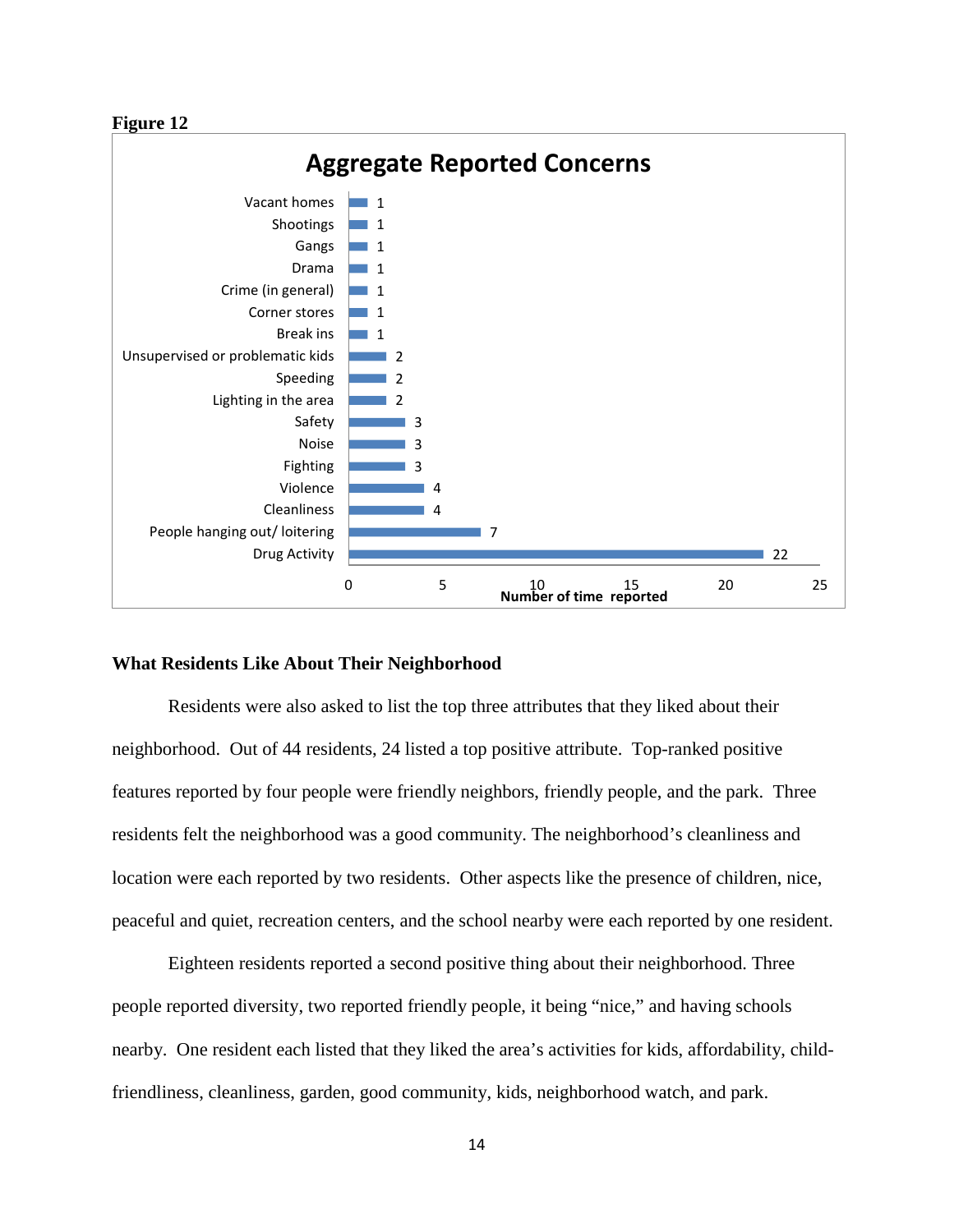**Figure 12**

**Aggregate Reported Concerns**

| Concern | Number of time reported |
|---|---|
| Vacant homes | 1 |
| Shootings | 1 |
| Gangs | 1 |
| Drama | 1 |
| Crime (in general) | 1 |
| Corner stores | 1 |
| Break ins | 1 |
| Unsupervised or problematic kids | 2 |
| Speeding | 2 |
| Lighting in the area | 2 |
| Safety | 3 |
| Noise | 3 |
| Fighting | 3 |
| Violence | 4 |
| Cleanliness | 4 |
| People hanging out/ loitering | 7 |
| Drug Activity | 22 |

### What Residents Like About Their Neighborhood

Residents were also asked to list the top three attributes that they liked about their neighborhood. Out of 44 residents, 24 listed a top positive attribute. Top-ranked positive features reported by four people were friendly neighbors, friendly people, and the park. Three residents felt the neighborhood was a good community. The neighborhood's cleanliness and location were each reported by two residents. Other aspects like the presence of children, nice, peaceful and quiet, recreation centers, and the school nearby were each reported by one resident.

Eighteen residents reported a second positive thing about their neighborhood. Three people reported diversity, two reported friendly people, it being "nice," and having schools nearby. One resident each listed that they liked the area's activities for kids, affordability, child-friendliness, cleanliness, garden, good community, kids, neighborhood watch, and park.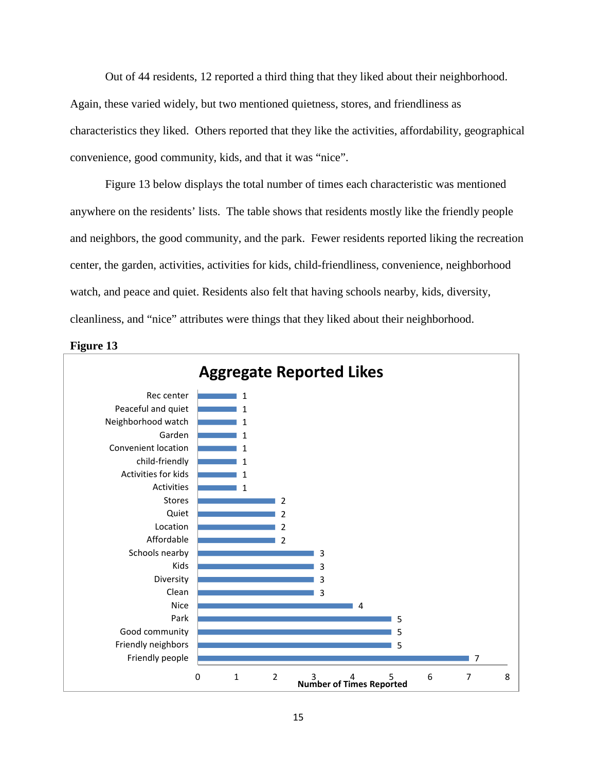Out of 44 residents, 12 reported a third thing that they liked about their neighborhood. Again, these varied widely, but two mentioned quietness, stores, and friendliness as characteristics they liked. Others reported that they like the activities, affordability, geographical convenience, good community, kids, and that it was “nice”.

Figure 13 below displays the total number of times each characteristic was mentioned anywhere on the residents’ lists. The table shows that residents mostly like the friendly people and neighbors, the good community, and the park. Fewer residents reported liking the recreation center, the garden, activities, activities for kids, child-friendliness, convenience, neighborhood watch, and peace and quiet. Residents also felt that having schools nearby, kids, diversity, cleanliness, and “nice” attributes were things that they liked about their neighborhood.

**Figure 13**

**Aggregate Reported Likes**

| Characteristic | Number of Times Reported |
|---|---|
| Rec center | 1 |
| Peaceful and quiet | 1 |
| Neighborhood watch | 1 |
| Garden | 1 |
| Convenient location | 1 |
| child-friendly | 1 |
| Activities for kids | 1 |
| Activities | 1 |
| Stores | 2 |
| Quiet | 2 |
| Location | 2 |
| Affordable | 2 |
| Schools nearby | 3 |
| Kids | 3 |
| Diversity | 3 |
| Clean | 3 |
| Nice | 4 |
| Park | 5 |
| Good community | 5 |
| Friendly neighbors | 5 |
| Friendly people | 7 |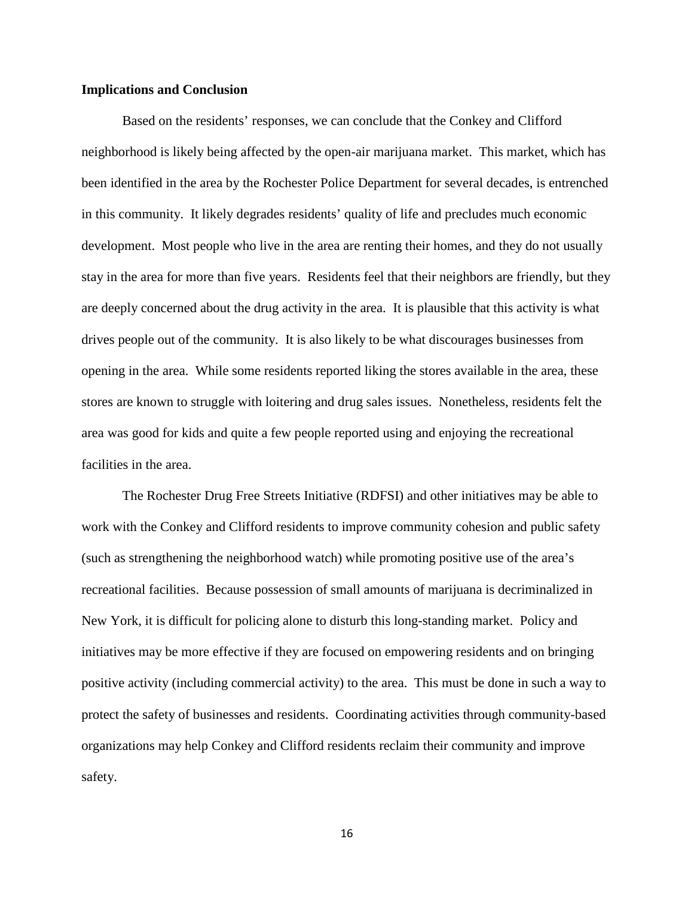**Implications and Conclusion**

Based on the residents' responses, we can conclude that the Conkey and Clifford neighborhood is likely being affected by the open-air marijuana market. This market, which has been identified in the area by the Rochester Police Department for several decades, is entrenched in this community. It likely degrades residents' quality of life and precludes much economic development. Most people who live in the area are renting their homes, and they do not usually stay in the area for more than five years. Residents feel that their neighbors are friendly, but they are deeply concerned about the drug activity in the area. It is plausible that this activity is what drives people out of the community. It is also likely to be what discourages businesses from opening in the area. While some residents reported liking the stores available in the area, these stores are known to struggle with loitering and drug sales issues. Nonetheless, residents felt the area was good for kids and quite a few people reported using and enjoying the recreational facilities in the area.

The Rochester Drug Free Streets Initiative (RDFSI) and other initiatives may be able to work with the Conkey and Clifford residents to improve community cohesion and public safety (such as strengthening the neighborhood watch) while promoting positive use of the area's recreational facilities. Because possession of small amounts of marijuana is decriminalized in New York, it is difficult for policing alone to disturb this long-standing market. Policy and initiatives may be more effective if they are focused on empowering residents and on bringing positive activity (including commercial activity) to the area. This must be done in such a way to protect the safety of businesses and residents. Coordinating activities through community-based organizations may help Conkey and Clifford residents reclaim their community and improve safety.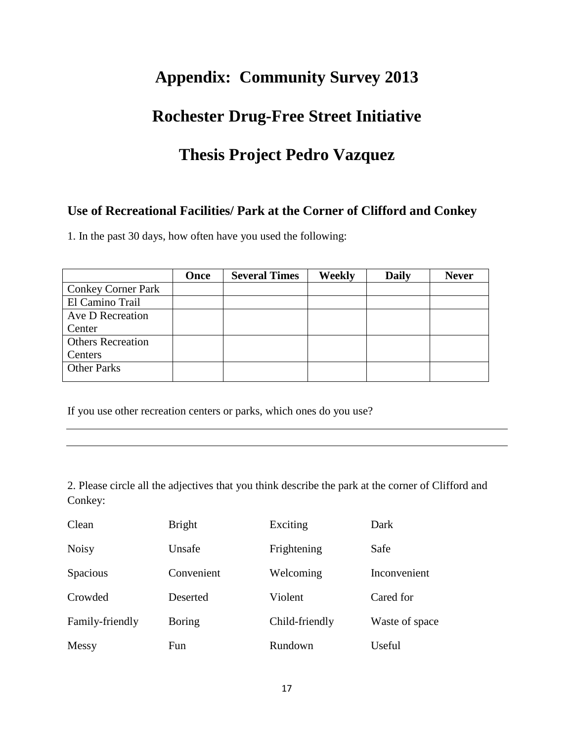# Appendix: Community Survey 2013

# Rochester Drug-Free Street Initiative

# Thesis Project Pedro Vazquez

### Use of Recreational Facilities/ Park at the Corner of Clifford and Conkey

1. In the past 30 days, how often have you used the following:

| | Once | Several Times | Weekly | Daily | Never |
|---|---|---|---|---|---|
| Conkey Corner Park | | | | | |
| El Camino Trail | | | | | |
| Ave D Recreation Center | | | | | |
| Others Recreation Centers | | | | | |
| Other Parks | | | | | |

If you use other recreation centers or parks, which ones do you use?

\_\_\_\_\_\_\_\_\_\_\_\_\_\_\_\_\_\_\_\_\_\_\_\_\_\_\_\_\_\_\_\_\_\_\_\_\_\_\_\_\_\_\_\_\_\_\_\_\_\_\_\_\_\_\_\_\_\_\_\_

\_\_\_\_\_\_\_\_\_\_\_\_\_\_\_\_\_\_\_\_\_\_\_\_\_\_\_\_\_\_\_\_\_\_\_\_\_\_\_\_\_\_\_\_\_\_\_\_\_\_\_\_\_\_\_\_\_\_\_\_

2. Please circle all the adjectives that you think describe the park at the corner of Clifford and Conkey:

| | | | |
|---|---|---|---|
| Clean | Bright | Exciting | Dark |
| Noisy | Unsafe | Frightening | Safe |
| Spacious | Convenient | Welcoming | Inconvenient |
| Crowded | Deserted | Violent | Cared for |
| Family-friendly | Boring | Child-friendly | Waste of space |
| Messy | Fun | Rundown | Useful |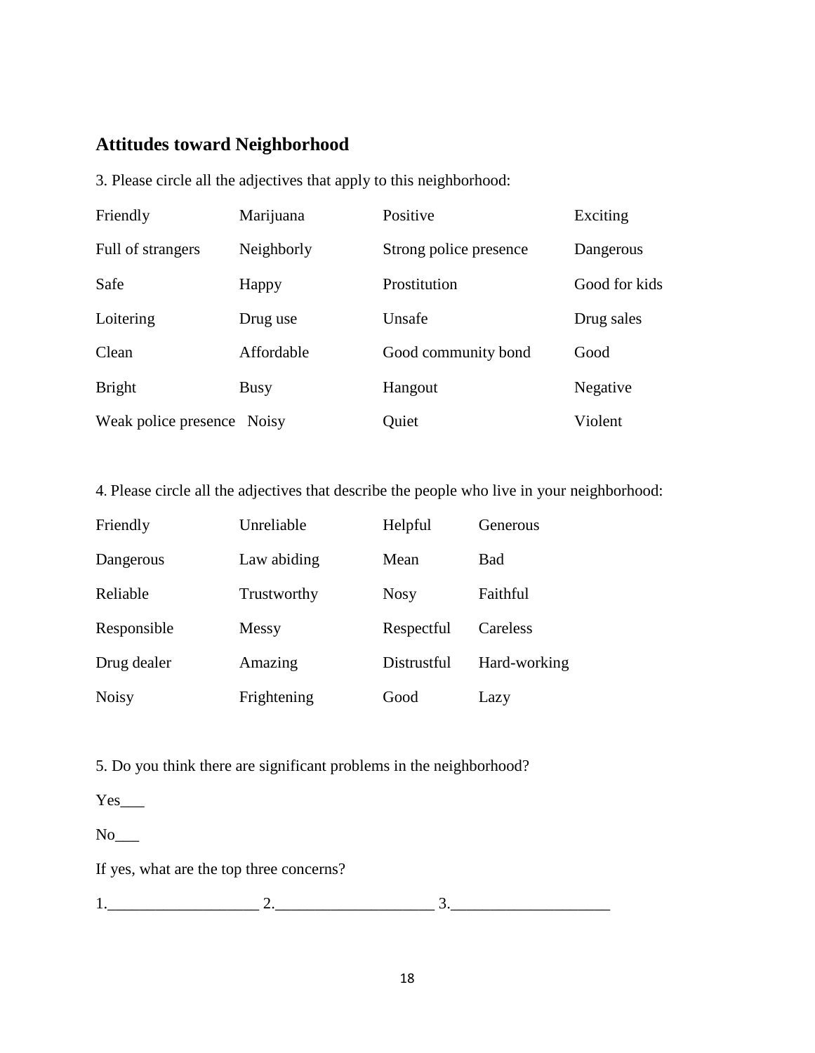## Attitudes toward Neighborhood

3. Please circle all the adjectives that apply to this neighborhood:

| | | | |
|---|---|---|---|
| Friendly | Marijuana | Positive | Exciting |
| Full of strangers | Neighborly | Strong police presence | Dangerous |
| Safe | Happy | Prostitution | Good for kids |
| Loitering | Drug use | Unsafe | Drug sales |
| Clean | Affordable | Good community bond | Good |
| Bright | Busy | Hangout | Negative |
| Weak police presence | Noisy | Quiet | Violent |

4. Please circle all the adjectives that describe the people who live in your neighborhood:

| | | | |
|---|---|---|---|
| Friendly | Unreliable | Helpful | Generous |
| Dangerous | Law abiding | Mean | Bad |
| Reliable | Trustworthy | Nosy | Faithful |
| Responsible | Messy | Respectful | Careless |
| Drug dealer | Amazing | Distrustful | Hard-working |
| Noisy | Frightening | Good | Lazy |

5. Do you think there are significant problems in the neighborhood?

Yes___

No___

If yes, what are the top three concerns?

1.___________________ 2.____________________ 3.____________________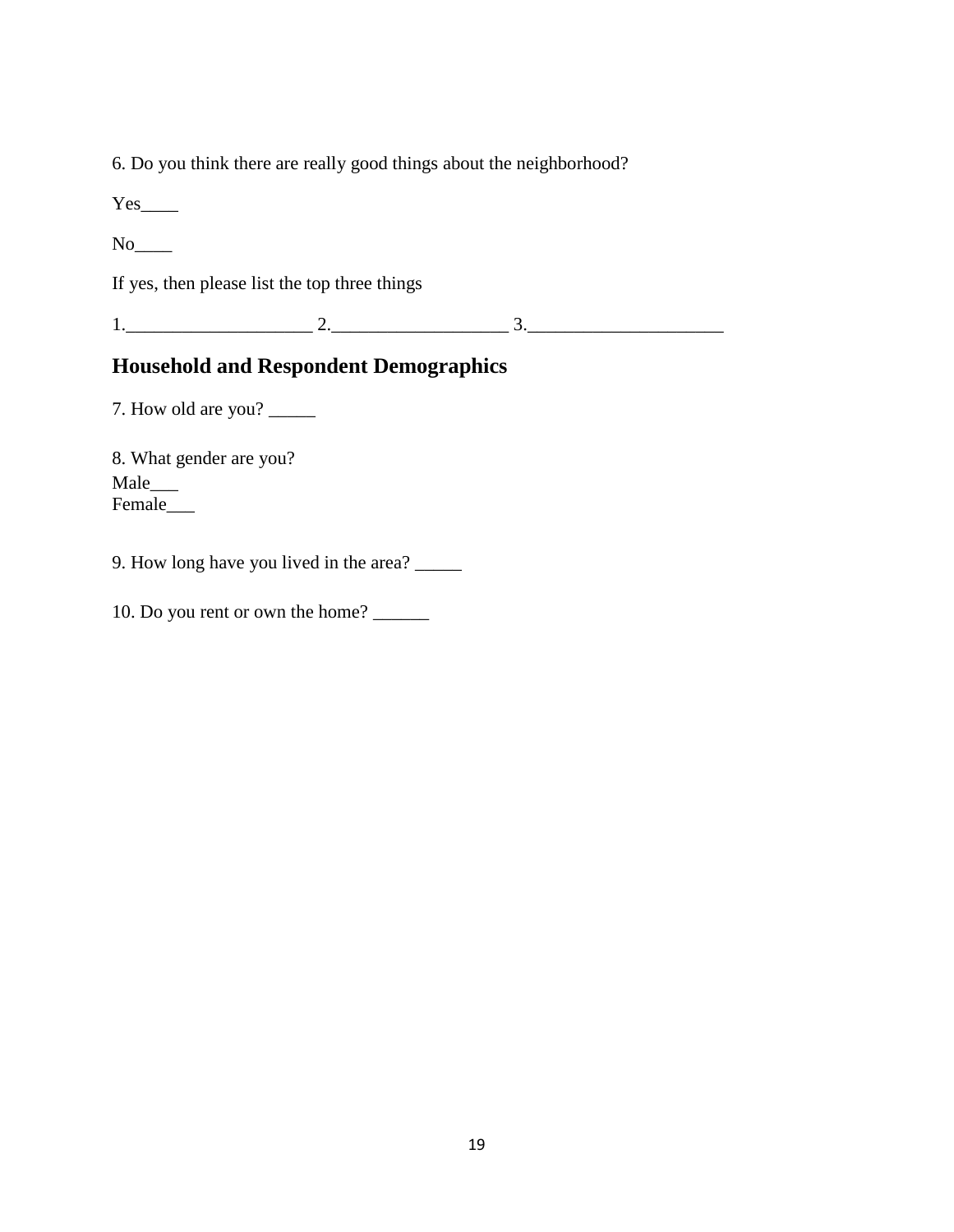6. Do you think there are really good things about the neighborhood?

Yes____

No____

If yes, then please list the top three things

1.____________________ 2.___________________ 3._____________________

## Household and Respondent Demographics

7. How old are you? _____

8. What gender are you?  
Male___  
Female___

9. How long have you lived in the area? _____

10. Do you rent or own the home? ______